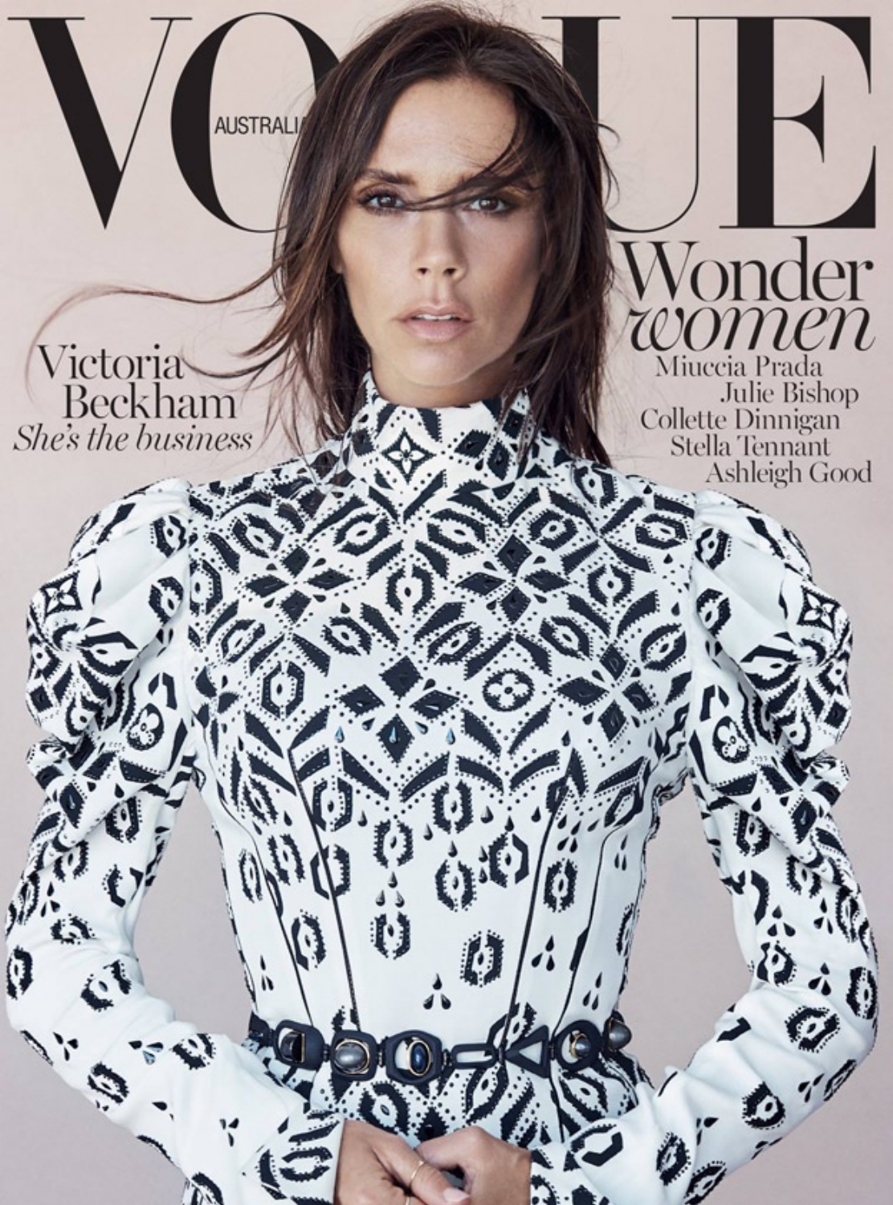# VOGUE

AUSTRALIA

Victoria Beckham
*She's the business*

Wonder *women*

Miuccia Prada
Julie Bishop
Collette Dinnigan
Stella Tennant
Ashleigh Good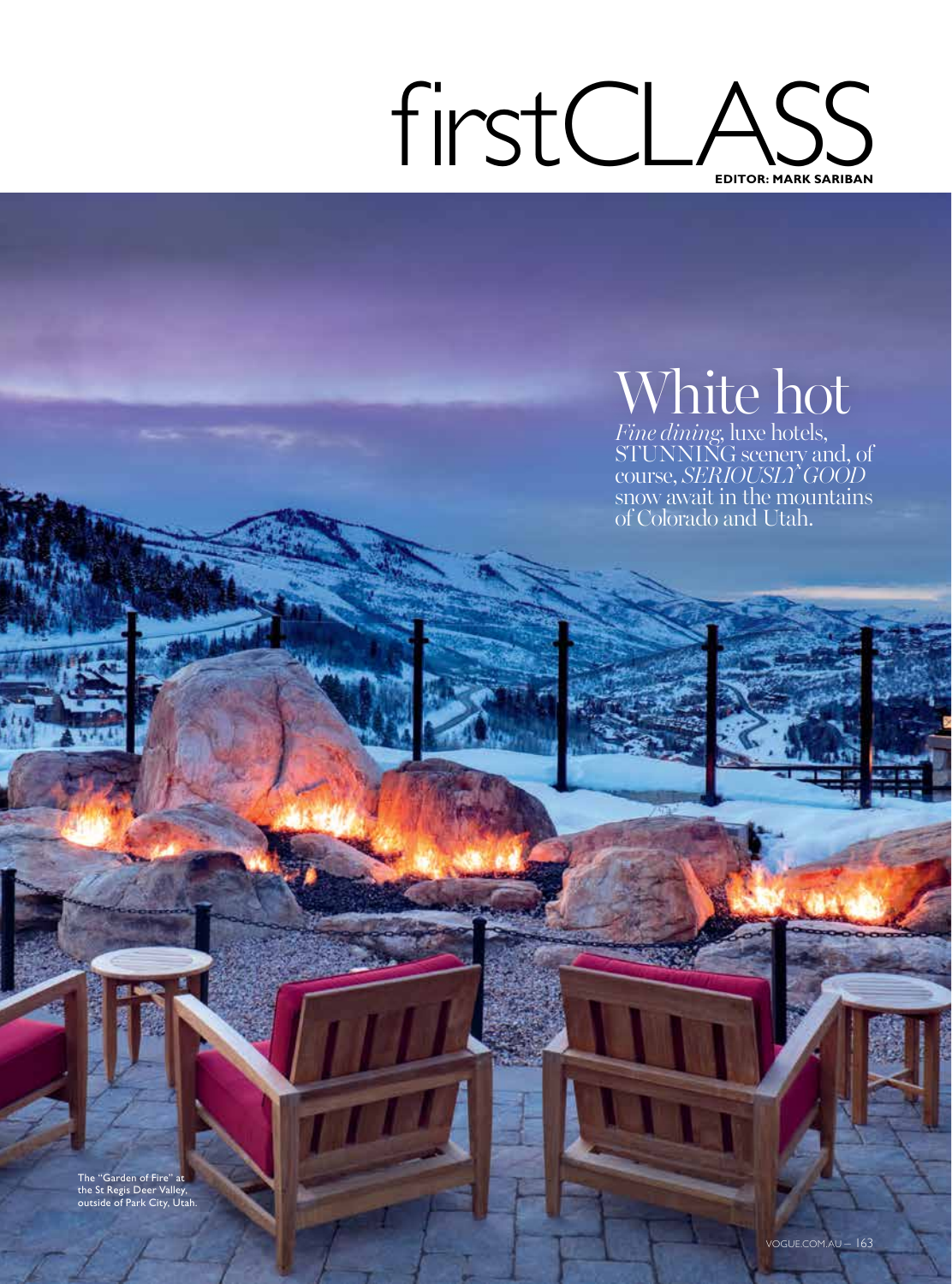# firstCLASS

**EDITOR: MARK SARIBAN**

## White hot

*Fine dining*, luxe hotels, STUNNING scenery and, of course, *SERIOUSLY GOOD* snow await in the mountains of Colorado and Utah.

The "Garden of Fire" at the St Regis Deer Valley, outside of Park City, Utah.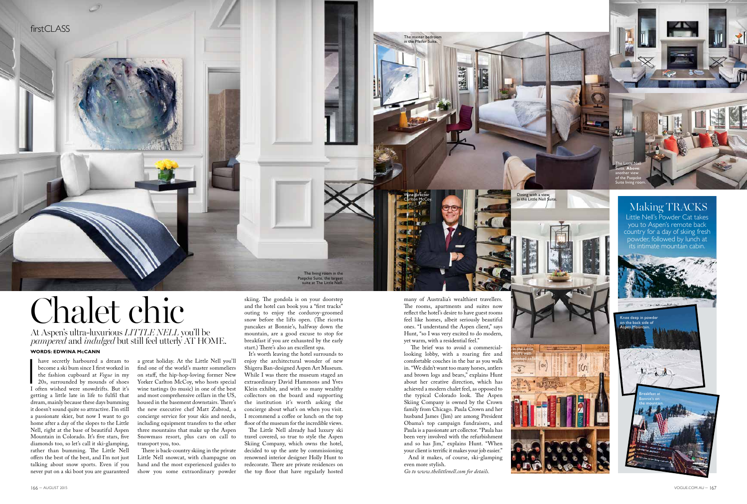# Chalet chic

## At Aspen's ultra-luxurious *LITTLE NELL* you'll be *pampered* and *indulged* but still feel utterly AT HOME.

**WORDS: EDWINA McCANN**

I have secretly harboured a dream to become a ski bum since I first worked in the fashion cupboard at *Vogue* in my 20s, surrounded by mounds of shoes I often wished were snowdrifts. But it's getting a little late in life to fulfil that dream, mainly because these days bumming it doesn't sound quite so attractive. I'm still a passionate skier, but now I want to go home after a day of the slopes to the Little Nell, right at the base of beautiful Aspen Mountain in Colorado. It's five stars, five diamonds too, so let's call it ski-glamping, rather than bumming. The Little Nell offers the best of the best, and I'm not just talking about snow sports. Even if you never put on a ski boot you are guaranteed a great holiday. At the Little Nell you'll find one of the world's master sommeliers on staff, the hip-hop-loving former New Yorker Carlton McCoy, who hosts special wine tastings (to music) in one of the best and most comprehensive cellars in the US, housed in the basement downstairs. There's the new executive chef Matt Zubrod, a concierge service for your skis and needs, including equipment transfers to the other three mountains that make up the Aspen Snowmass resort, plus cars on call to transport you, too.

There is back-country skiing in the private Little Nell snowcat, with champagne on hand and the most experienced guides to show you some extraordinary powder skiing. The gondola is on your doorstep and the hotel can book you a "first tracks" outing to enjoy the corduroy-groomed snow before the lifts open. (The ricotta pancakes at Bonnie's, halfway down the mountain, are a good excuse to stop for breakfast if you are exhausted by the early start.) There's also an excellent spa.

It's worth leaving the hotel surrounds to enjoy the architectural wonder of new Shigeru Ban-designed Aspen Art Museum. While I was there the museum staged an extraordinary David Hammons and Yves Klein exhibit, and with so many wealthy collectors on the board and supporting the institution it's worth asking the concierge about what's on when you visit. I recommend a coffee or lunch on the top floor of the museum for the incredible views.

The Little Nell already had luxury ski travel covered, so true to style the Aspen Skiing Company, which owns the hotel, decided to up the ante by commissioning renowned interior designer Holly Hunt to redecorate. There are private residences on the top floor that have regularly hosted many of Australia's wealthiest travellers. The rooms, apartments and suites now reflect the hotel's desire to have guest rooms feel like homes, albeit seriously beautiful ones. "I understand the Aspen client," says Hunt, "so I was very excited to do modern, yet warm, with a residential feel."

The brief was to avoid a commercial-looking lobby, with a roaring fire and comfortable couches in the bar as you walk in. "We didn't want too many horses, antlers and brown logs and bears," explains Hunt about her creative direction, which has achieved a modern chalet feel, as opposed to the typical Colorado look. The Aspen Skiing Company is owned by the Crown family from Chicago. Paula Crown and her husband James (Jim) are among President Obama's top campaign fundraisers, and Paula is a passionate art collector. "Paula has been very involved with the refurbishment and so has Jim," explains Hunt. "When your client is terrific it makes your job easier."

And it makes, of course, ski-glamping even more stylish.

*Go to www.thelittlenell.com for details.*

The living room in the Paepcke Suite, the largest suite at The Little Nell.

The master bedroom in the Pfeifer Suite.

Wine director Carlton McCoy.

Dining with a view in the Little Nell Suite.

In the Little Nell's well-stocked cellars.

The Little Nell Suite. **Above:** another view of the Paepcke Suite living room.

## Making TRACKS

Little Nell's Powder Cat takes you to Aspen's remote back country for a day of skiing fresh powder, followed by lunch at its intimate mountain cabin.

Knee deep in powder on the back side of Aspen Mountain.

Breakfast at Bonnie's on the mountain.